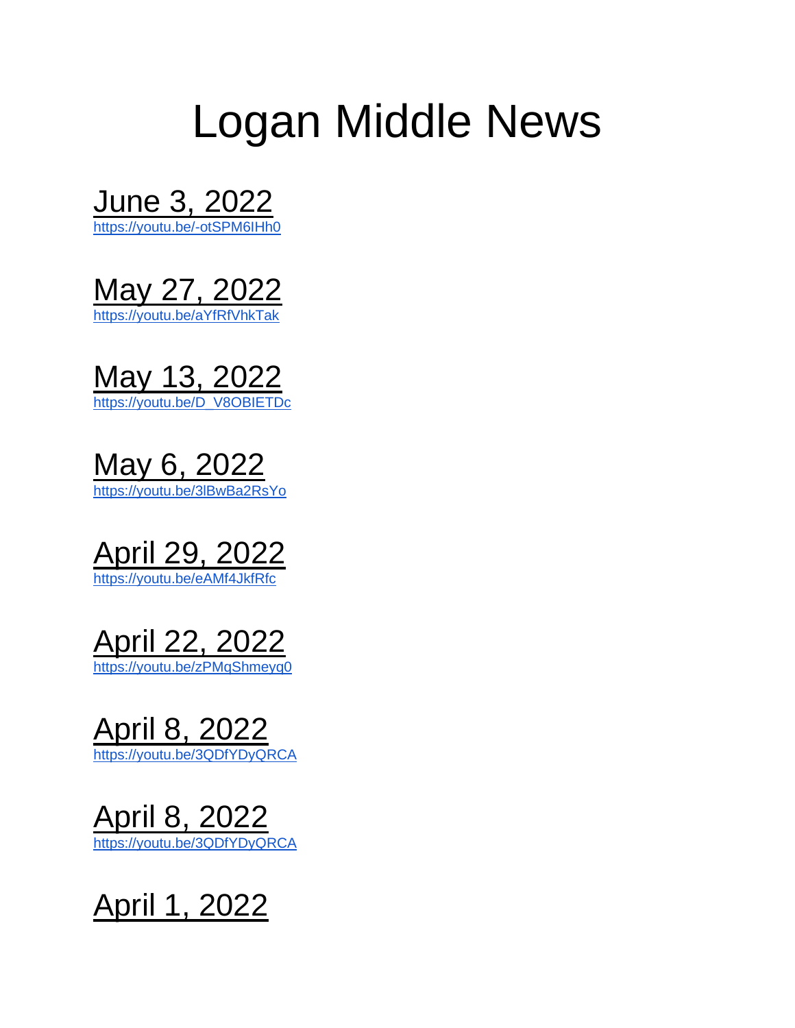# Logan Middle News

## June 3, 2022
https://youtu.be/-otSPM6IHh0

## May 27, 2022
https://youtu.be/aYfRfVhkTak

## May 13, 2022
https://youtu.be/D_V8OBIETDc

## May 6, 2022
https://youtu.be/3lBwBa2RsYo

## April 29, 2022
https://youtu.be/eAMf4JkfRfc

## April 22, 2022
https://youtu.be/zPMqShmeyq0

## April 8, 2022
https://youtu.be/3QDfYDyQRCA

## April 8, 2022
https://youtu.be/3QDfYDyQRCA

## April 1, 2022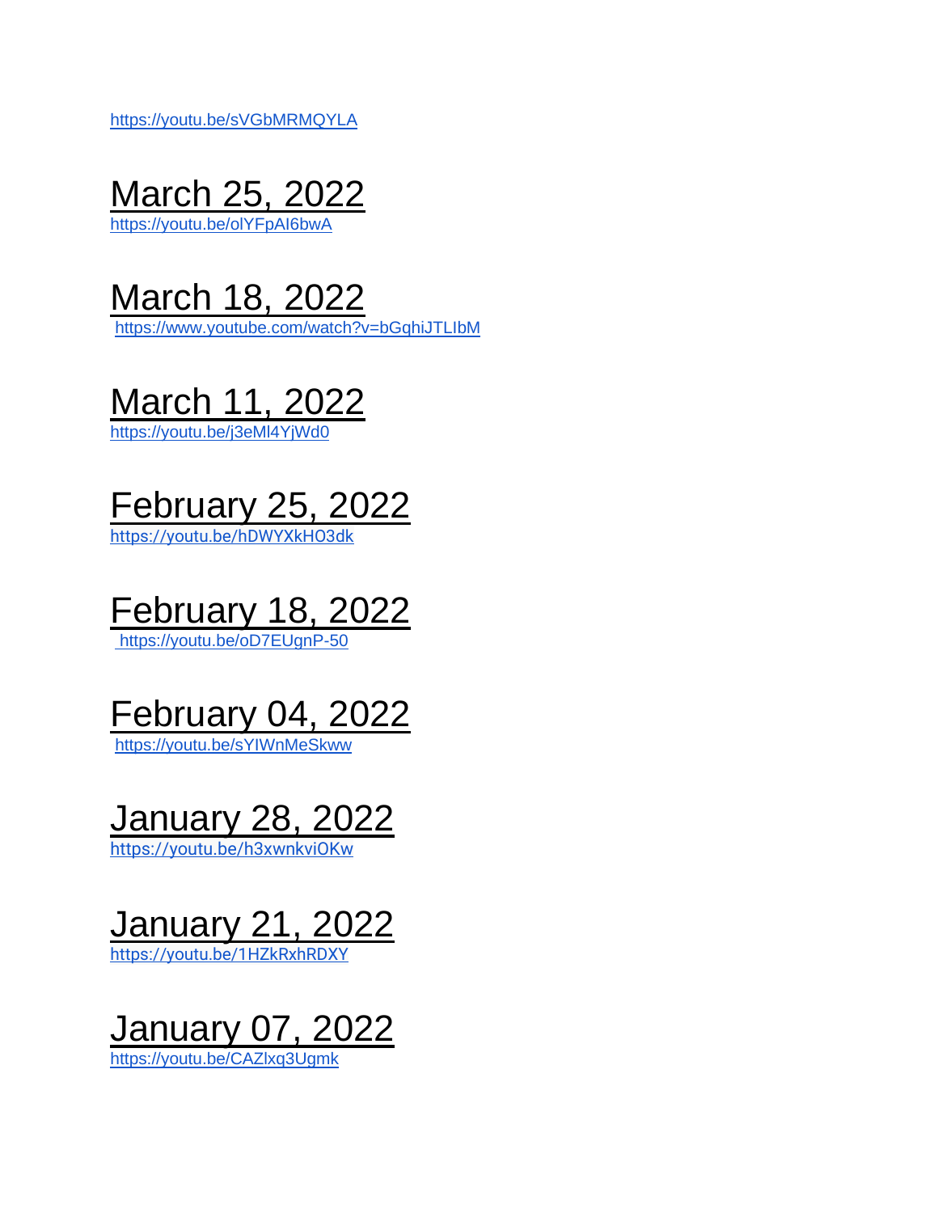https://youtu.be/sVGbMRMQYLA

## March 25, 2022
https://youtu.be/olYFpAI6bwA

## March 18, 2022
https://www.youtube.com/watch?v=bGqhiJTLIbM

## March 11, 2022
https://youtu.be/j3eMl4YjWd0

## February 25, 2022
https://youtu.be/hDWYXkHO3dk

## February 18, 2022
https://youtu.be/oD7EUgnP-50

## February 04, 2022
https://youtu.be/sYIWnMeSkww

## January 28, 2022
https://youtu.be/h3xwnkviOKw

## January 21, 2022
https://youtu.be/1HZkRxhRDXY

## January 07, 2022
https://youtu.be/CAZlxq3Ugmk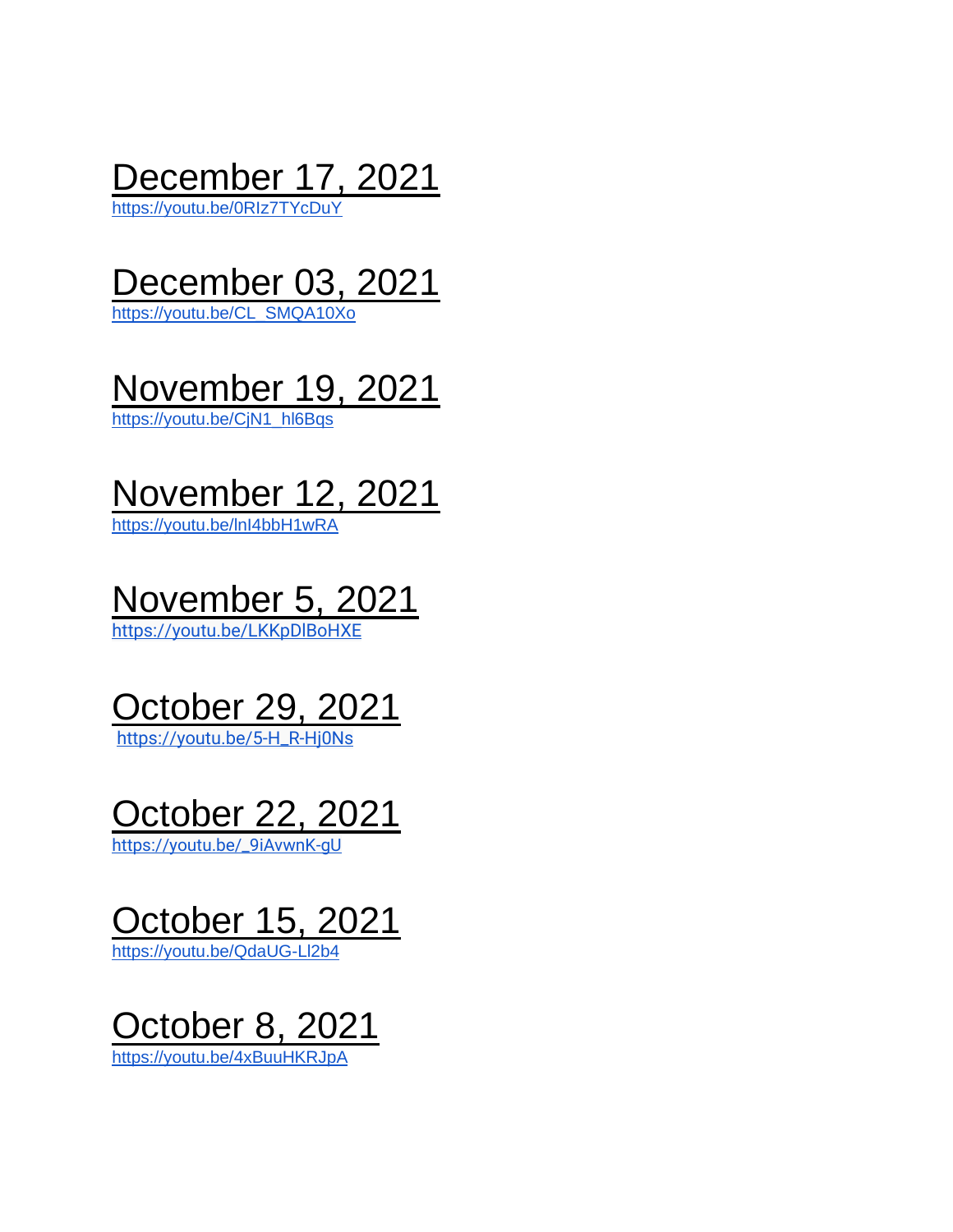December 17, 2021

https://youtu.be/0RIz7TYcDuY

December 03, 2021

https://youtu.be/CL_SMQA10Xo

November 19, 2021

https://youtu.be/CjN1_hl6Bqs

November 12, 2021

https://youtu.be/lnI4bbH1wRA

November 5, 2021

https://youtu.be/LKKpDIBoHXE

October 29, 2021

https://youtu.be/5-H_R-Hj0Ns

October 22, 2021

https://youtu.be/_9iAvwnK-gU

October 15, 2021

https://youtu.be/QdaUG-LI2b4

October 8, 2021

https://youtu.be/4xBuuHKRJpA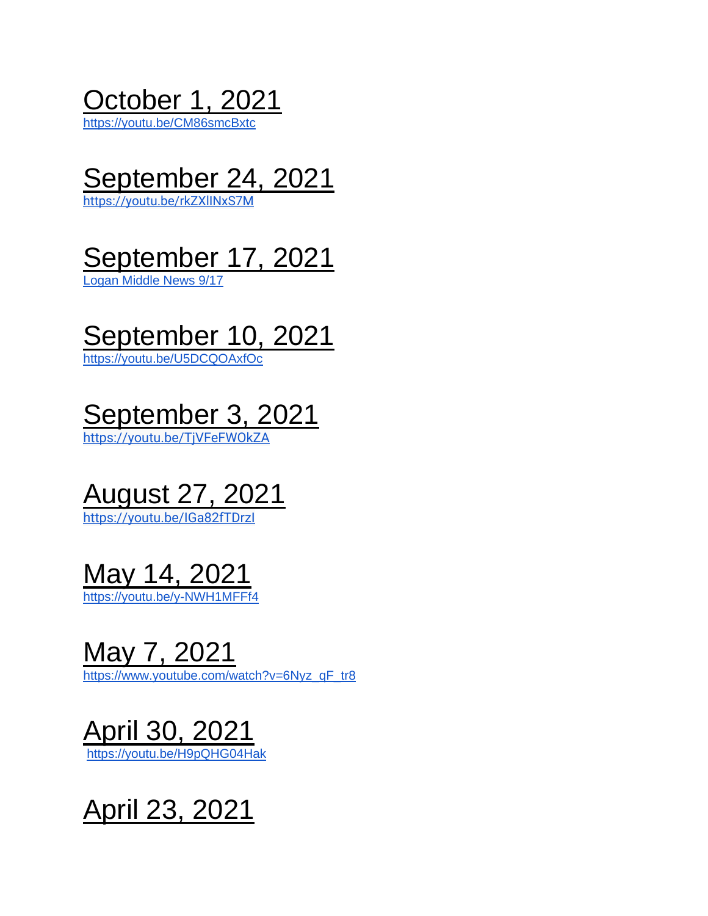## October 1, 2021

https://youtu.be/CM86smcBxtc

## September 24, 2021

https://youtu.be/rkZXlINxS7M

## September 17, 2021

Logan Middle News 9/17

## September 10, 2021

https://youtu.be/U5DCQOAxfOc

## September 3, 2021

https://youtu.be/TjVFeFWOkZA

## August 27, 2021

https://youtu.be/IGa82fTDrzI

## May 14, 2021

https://youtu.be/y-NWH1MFFf4

## May 7, 2021

https://www.youtube.com/watch?v=6Nyz_qF_tr8

## April 30, 2021

https://youtu.be/H9pQHG04Hak

## April 23, 2021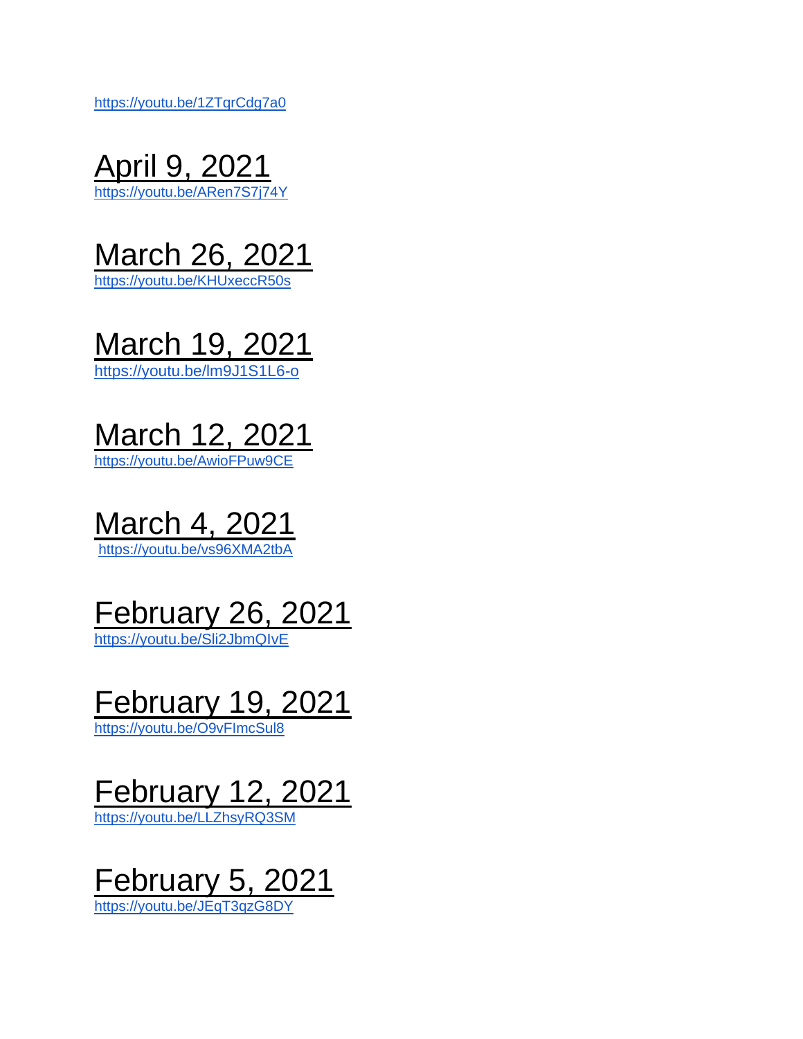https://youtu.be/1ZTqrCdg7a0

## April 9, 2021
https://youtu.be/ARen7S7j74Y

## March 26, 2021
https://youtu.be/KHUxeccR50s

## March 19, 2021
https://youtu.be/lm9J1S1L6-o

## March 12, 2021
https://youtu.be/AwioFPuw9CE

## March 4, 2021
https://youtu.be/vs96XMA2tbA

## February 26, 2021
https://youtu.be/Sli2JbmQIvE

## February 19, 2021
https://youtu.be/O9vFImcSul8

## February 12, 2021
https://youtu.be/LLZhsyRQ3SM

## February 5, 2021
https://youtu.be/JEqT3qzG8DY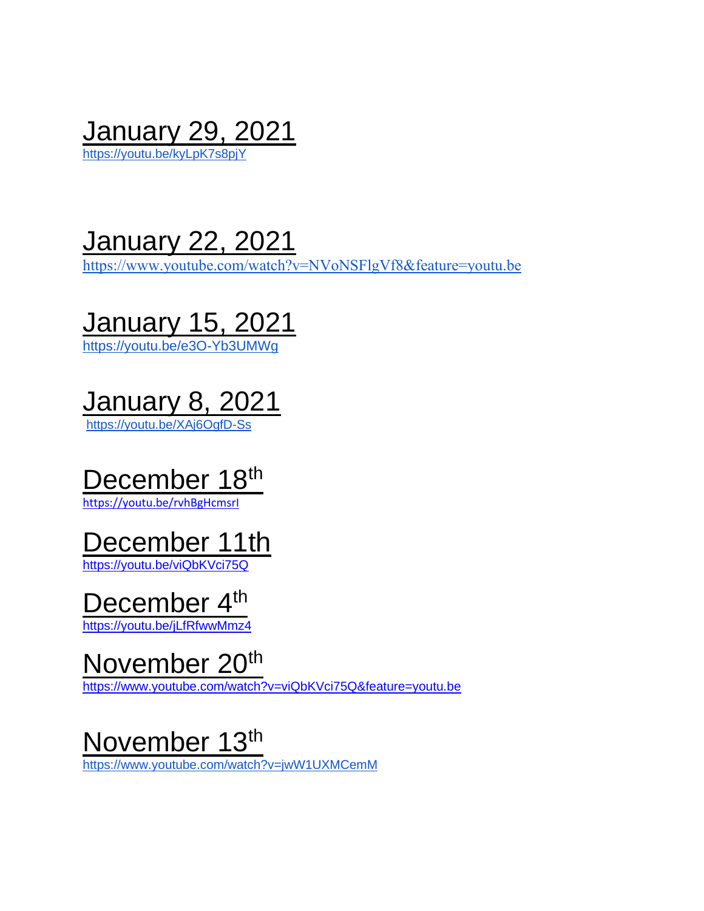January 29, 2021
https://youtu.be/kyLpK7s8pjY

January 22, 2021
https://www.youtube.com/watch?v=NVoNSFlgVf8&feature=youtu.be

January 15, 2021
https://youtu.be/e3O-Yb3UMWg

January 8, 2021
https://youtu.be/XAj6OqfD-Ss

December 18th
https://youtu.be/rvhBgHcmsrI

December 11th
https://youtu.be/viQbKVci75Q

December 4th
https://youtu.be/jLfRfwwMmz4

November 20th
https://www.youtube.com/watch?v=viQbKVci75Q&feature=youtu.be

November 13th
https://www.youtube.com/watch?v=jwW1UXMCemM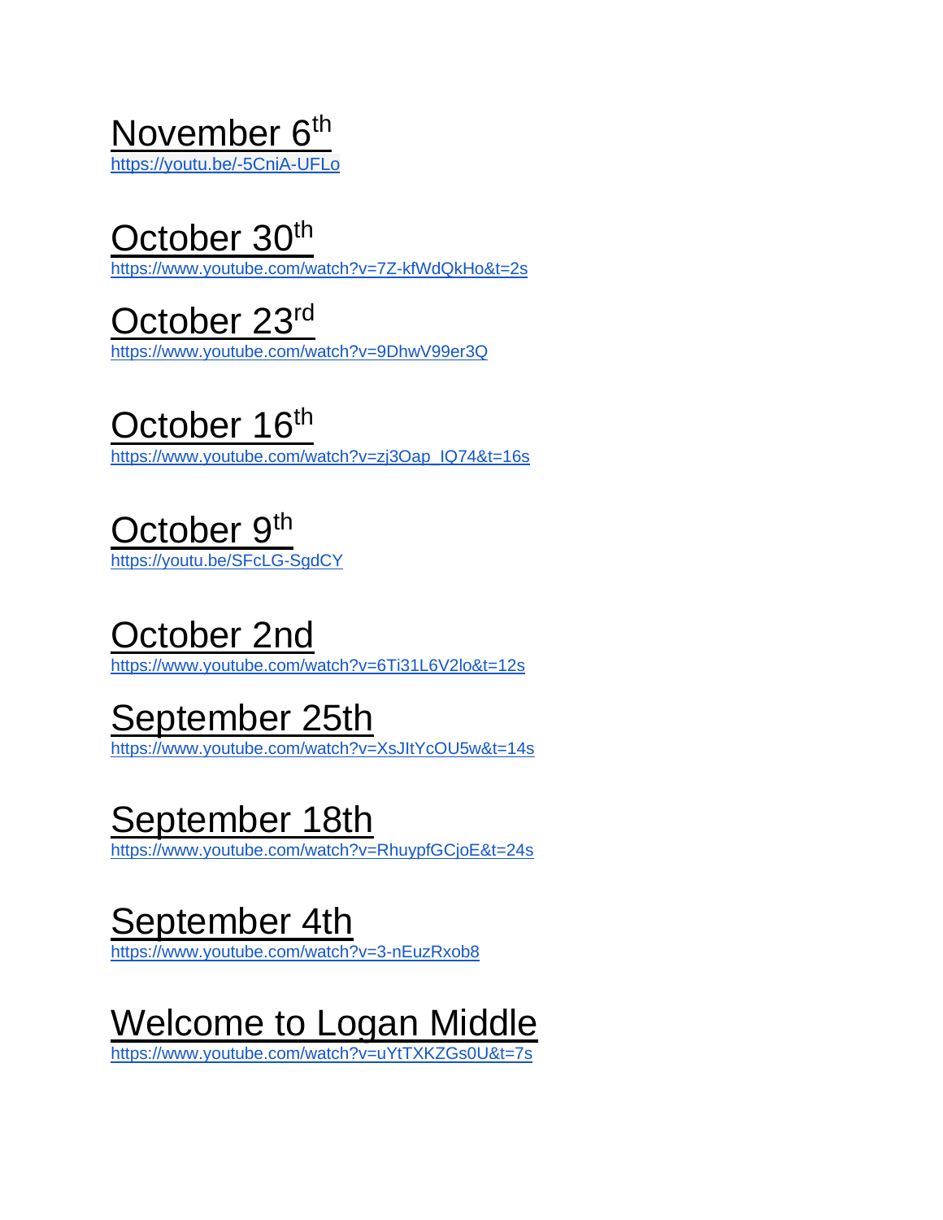## November 6th

https://youtu.be/-5CniA-UFLo

## October 30th

https://www.youtube.com/watch?v=7Z-kfWdQkHo&t=2s

## October 23rd

https://www.youtube.com/watch?v=9DhwV99er3Q

## October 16th

https://www.youtube.com/watch?v=zj3Oap_IQ74&t=16s

## October 9th

https://youtu.be/SFcLG-SgdCY

## October 2nd

https://www.youtube.com/watch?v=6Ti31L6V2lo&t=12s

## September 25th

https://www.youtube.com/watch?v=XsJItYcOU5w&t=14s

## September 18th

https://www.youtube.com/watch?v=RhuypfGCjoE&t=24s

## September 4th

https://www.youtube.com/watch?v=3-nEuzRxob8

## Welcome to Logan Middle

https://www.youtube.com/watch?v=uYtTXKZGs0U&t=7s